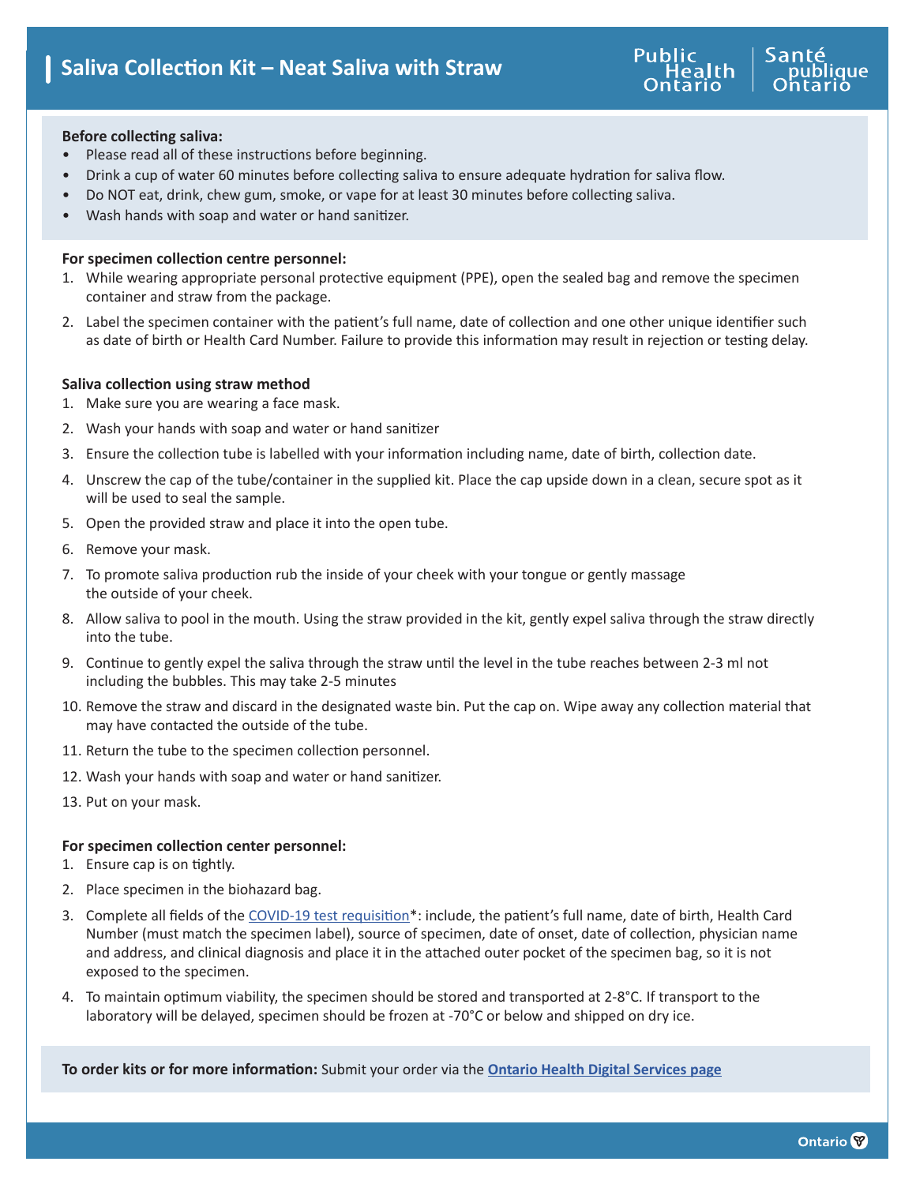# Saliva Collection Kit – Neat Saliva with Straw

Public Health Ontario | Santé publique Ontario

**Before collecting saliva:**

- Please read all of these instructions before beginning.
- Drink a cup of water 60 minutes before collecting saliva to ensure adequate hydration for saliva flow.
- Do NOT eat, drink, chew gum, smoke, or vape for at least 30 minutes before collecting saliva.
- Wash hands with soap and water or hand sanitizer.

**For specimen collection centre personnel:**

1. While wearing appropriate personal protective equipment (PPE), open the sealed bag and remove the specimen container and straw from the package.
2. Label the specimen container with the patient's full name, date of collection and one other unique identifier such as date of birth or Health Card Number. Failure to provide this information may result in rejection or testing delay.

**Saliva collection using straw method**

1. Make sure you are wearing a face mask.
2. Wash your hands with soap and water or hand sanitizer
3. Ensure the collection tube is labelled with your information including name, date of birth, collection date.
4. Unscrew the cap of the tube/container in the supplied kit. Place the cap upside down in a clean, secure spot as it will be used to seal the sample.
5. Open the provided straw and place it into the open tube.
6. Remove your mask.
7. To promote saliva production rub the inside of your cheek with your tongue or gently massage the outside of your cheek.
8. Allow saliva to pool in the mouth. Using the straw provided in the kit, gently expel saliva through the straw directly into the tube.
9. Continue to gently expel the saliva through the straw until the level in the tube reaches between 2-3 ml not including the bubbles. This may take 2-5 minutes
10. Remove the straw and discard in the designated waste bin. Put the cap on. Wipe away any collection material that may have contacted the outside of the tube.
11. Return the tube to the specimen collection personnel.
12. Wash your hands with soap and water or hand sanitizer.
13. Put on your mask.

**For specimen collection center personnel:**

1. Ensure cap is on tightly.
2. Place specimen in the biohazard bag.
3. Complete all fields of the COVID-19 test requisition*: include, the patient's full name, date of birth, Health Card Number (must match the specimen label), source of specimen, date of onset, date of collection, physician name and address, and clinical diagnosis and place it in the attached outer pocket of the specimen bag, so it is not exposed to the specimen.
4. To maintain optimum viability, the specimen should be stored and transported at 2-8°C. If transport to the laboratory will be delayed, specimen should be frozen at -70°C or below and shipped on dry ice.

**To order kits or for more information:** Submit your order via the **Ontario Health Digital Services page**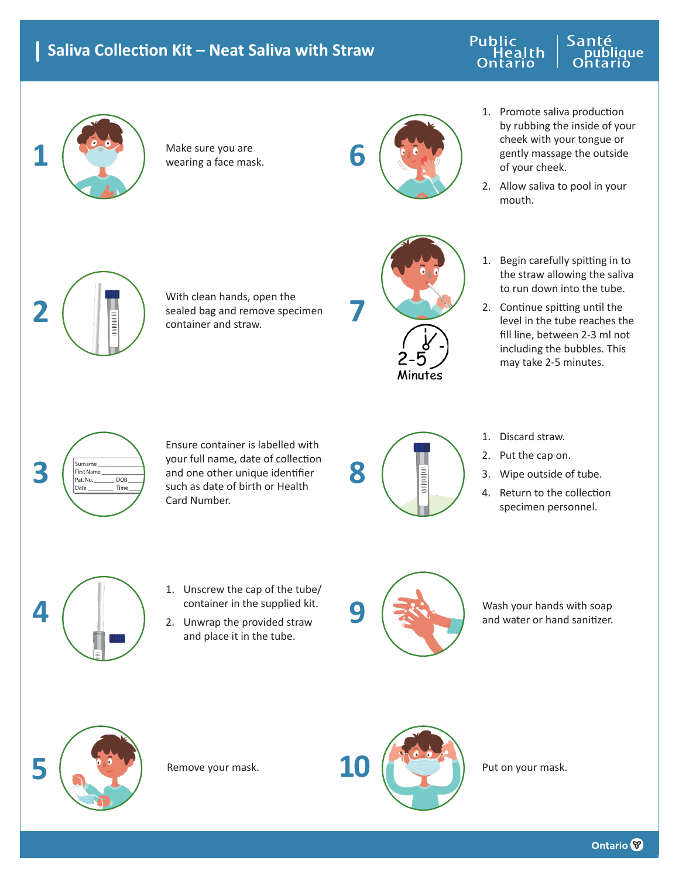# Saliva Collection Kit – Neat Saliva with Straw

Public Health Ontario | Santé publique Ontario

**1**

Make sure you are wearing a face mask.

**2**

With clean hands, open the sealed bag and remove specimen container and straw.

**3**

Surname
First Name
Pat. No. DOB
Date Time

Ensure container is labelled with your full name, date of collection and one other unique identifier such as date of birth or Health Card Number.

**4**

1. Unscrew the cap of the tube/ container in the supplied kit.
2. Unwrap the provided straw and place it in the tube.

**5**

Remove your mask.

**6**

1. Promote saliva production by rubbing the inside of your cheek with your tongue or gently massage the outside of your cheek.
2. Allow saliva to pool in your mouth.

**7**

2-5 Minutes

1. Begin carefully spitting in to the straw allowing the saliva to run down into the tube.
2. Continue spitting until the level in the tube reaches the fill line, between 2-3 ml not including the bubbles. This may take 2-5 minutes.

**8**

1. Discard straw.
2. Put the cap on.
3. Wipe outside of tube.
4. Return to the collection specimen personnel.

**9**

Wash your hands with soap and water or hand sanitizer.

**10**

Put on your mask.

Ontario